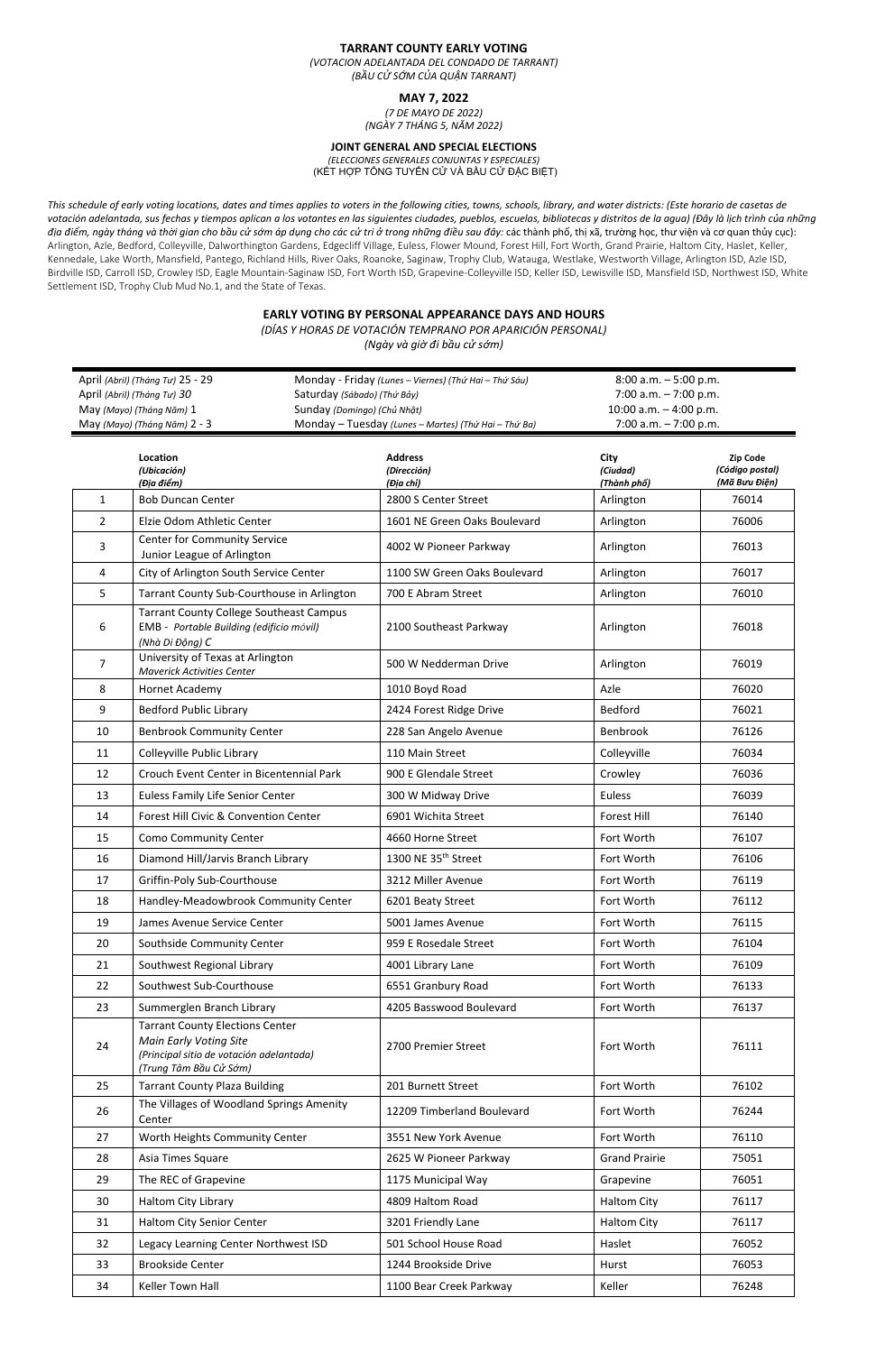# TARRANT COUNTY EARLY VOTING

*(VOTACION ADELANTADA DEL CONDADO DE TARRANT)*
*(BẦU CỬ SỚM CỦA QUẬN TARRANT)*

## MAY 7, 2022

*(7 DE MAYO DE 2022)*
*(NGÀY 7 THÁNG 5, NĂM 2022)*

### JOINT GENERAL AND SPECIAL ELECTIONS

*(ELECCIONES GENERALES CONJUNTAS Y ESPECIALES)*
(KẾT HỢP TỔNG TUYỂN CỬ VÀ BẦU CỬ ĐẶC BIỆT)

*This schedule of early voting locations, dates and times applies to voters in the following cities, towns, schools, library, and water districts: (Este horario de casetas de votación adelantada, sus fechas y tiempos aplican a los votantes en las siguientes ciudades, pueblos, escuelas, bibliotecas y distritos de la agua) (Đây là lịch trình của những địa điểm, ngày tháng và thời gian cho bầu cử sớm áp dụng cho các cử tri ở trong những điều sau đây:* các thành phố, thị xã, trường học, thư viện và cơ quan thủy cục): Arlington, Azle, Bedford, Colleyville, Dalworthington Gardens, Edgecliff Village, Euless, Flower Mound, Forest Hill, Fort Worth, Grand Prairie, Haltom City, Haslet, Keller, Kennedale, Lake Worth, Mansfield, Pantego, Richland Hills, River Oaks, Roanoke, Saginaw, Trophy Club, Watauga, Westlake, Westworth Village, Arlington ISD, Azle ISD, Birdville ISD, Carroll ISD, Crowley ISD, Eagle Mountain-Saginaw ISD, Fort Worth ISD, Grapevine-Colleyville ISD, Keller ISD, Lewisville ISD, Mansfield ISD, Northwest ISD, White Settlement ISD, Trophy Club Mud No.1, and the State of Texas.

### EARLY VOTING BY PERSONAL APPEARANCE DAYS AND HOURS

*(DÍAS Y HORAS DE VOTACIÓN TEMPRANO POR APARICIÓN PERSONAL)*
*(Ngày và giờ đi bầu cử sớm)*

| | | |
|---|---|---|
| April *(Abril) (Tháng Tư)* 25 - 29 | Monday - Friday *(Lunes – Viernes) (Thứ Hai – Thứ Sáu)* | 8:00 a.m. – 5:00 p.m. |
| April *(Abril) (Tháng Tư) 30* | Saturday *(Sábado) (Thứ Bảy)* | 7:00 a.m. – 7:00 p.m. |
| May *(Mayo) (Tháng Năm)* 1 | Sunday *(Domingo) (Chủ Nhật)* | 10:00 a.m. – 4:00 p.m. |
| May *(Mayo) (Tháng Năm)* 2 - 3 | Monday – Tuesday *(Lunes – Martes) (Thứ Hai – Thứ Ba)* | 7:00 a.m. – 7:00 p.m. |

| | **Location** *(Ubicación)* *(Địa điểm)* | **Address** *(Dirección)* *(Địa chỉ)* | **City** *(Ciudad)* *(Thành phố)* | **Zip Code** *(Código postal)* *(Mã Bưu Điện)* |
|---|---|---|---|---|
| 1 | Bob Duncan Center | 2800 S Center Street | Arlington | 76014 |
| 2 | Elzie Odom Athletic Center | 1601 NE Green Oaks Boulevard | Arlington | 76006 |
| 3 | Center for Community Service Junior League of Arlington | 4002 W Pioneer Parkway | Arlington | 76013 |
| 4 | City of Arlington South Service Center | 1100 SW Green Oaks Boulevard | Arlington | 76017 |
| 5 | Tarrant County Sub-Courthouse in Arlington | 700 E Abram Street | Arlington | 76010 |
| 6 | Tarrant County College Southeast Campus EMB - *Portable Building (edificio móvil) (Nhà Di Động) C* | 2100 Southeast Parkway | Arlington | 76018 |
| 7 | University of Texas at Arlington *Maverick Activities Center* | 500 W Nedderman Drive | Arlington | 76019 |
| 8 | Hornet Academy | 1010 Boyd Road | Azle | 76020 |
| 9 | Bedford Public Library | 2424 Forest Ridge Drive | Bedford | 76021 |
| 10 | Benbrook Community Center | 228 San Angelo Avenue | Benbrook | 76126 |
| 11 | Colleyville Public Library | 110 Main Street | Colleyville | 76034 |
| 12 | Crouch Event Center in Bicentennial Park | 900 E Glendale Street | Crowley | 76036 |
| 13 | Euless Family Life Senior Center | 300 W Midway Drive | Euless | 76039 |
| 14 | Forest Hill Civic & Convention Center | 6901 Wichita Street | Forest Hill | 76140 |
| 15 | Como Community Center | 4660 Horne Street | Fort Worth | 76107 |
| 16 | Diamond Hill/Jarvis Branch Library | 1300 NE 35th Street | Fort Worth | 76106 |
| 17 | Griffin-Poly Sub-Courthouse | 3212 Miller Avenue | Fort Worth | 76119 |
| 18 | Handley-Meadowbrook Community Center | 6201 Beaty Street | Fort Worth | 76112 |
| 19 | James Avenue Service Center | 5001 James Avenue | Fort Worth | 76115 |
| 20 | Southside Community Center | 959 E Rosedale Street | Fort Worth | 76104 |
| 21 | Southwest Regional Library | 4001 Library Lane | Fort Worth | 76109 |
| 22 | Southwest Sub-Courthouse | 6551 Granbury Road | Fort Worth | 76133 |
| 23 | Summerglen Branch Library | 4205 Basswood Boulevard | Fort Worth | 76137 |
| 24 | Tarrant County Elections Center *Main Early Voting Site (Principal sitio de votación adelantada) (Trung Tâm Bầu Cử Sớm)* | 2700 Premier Street | Fort Worth | 76111 |
| 25 | Tarrant County Plaza Building | 201 Burnett Street | Fort Worth | 76102 |
| 26 | The Villages of Woodland Springs Amenity Center | 12209 Timberland Boulevard | Fort Worth | 76244 |
| 27 | Worth Heights Community Center | 3551 New York Avenue | Fort Worth | 76110 |
| 28 | Asia Times Square | 2625 W Pioneer Parkway | Grand Prairie | 75051 |
| 29 | The REC of Grapevine | 1175 Municipal Way | Grapevine | 76051 |
| 30 | Haltom City Library | 4809 Haltom Road | Haltom City | 76117 |
| 31 | Haltom City Senior Center | 3201 Friendly Lane | Haltom City | 76117 |
| 32 | Legacy Learning Center Northwest ISD | 501 School House Road | Haslet | 76052 |
| 33 | Brookside Center | 1244 Brookside Drive | Hurst | 76053 |
| 34 | Keller Town Hall | 1100 Bear Creek Parkway | Keller | 76248 |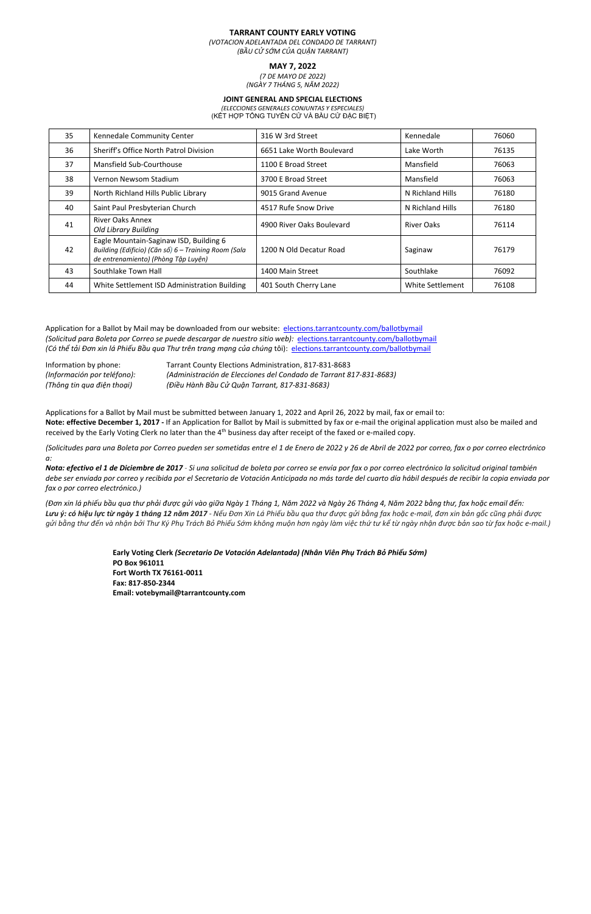**TARRANT COUNTY EARLY VOTING**

*(VOTACION ADELANTADA DEL CONDADO DE TARRANT)*
*(BẦU CỬ SỚM CỦA QUẬN TARRANT)*

**MAY 7, 2022**

*(7 DE MAYO DE 2022)*
*(NGÀY 7 THÁNG 5, NĂM 2022)*

**JOINT GENERAL AND SPECIAL ELECTIONS**

*(ELECCIONES GENERALES CONJUNTAS Y ESPECIALES)*
(KẾT HỢP TỔNG TUYỂN CỬ VÀ BẦU CỬ ĐẶC BIỆT)

| | | | | |
|---|---|---|---|---|
| 35 | Kennedale Community Center | 316 W 3rd Street | Kennedale | 76060 |
| 36 | Sheriff's Office North Patrol Division | 6651 Lake Worth Boulevard | Lake Worth | 76135 |
| 37 | Mansfield Sub-Courthouse | 1100 E Broad Street | Mansfield | 76063 |
| 38 | Vernon Newsom Stadium | 3700 E Broad Street | Mansfield | 76063 |
| 39 | North Richland Hills Public Library | 9015 Grand Avenue | N Richland Hills | 76180 |
| 40 | Saint Paul Presbyterian Church | 4517 Rufe Snow Drive | N Richland Hills | 76180 |
| 41 | River Oaks Annex *Old Library Building* | 4900 River Oaks Boulevard | River Oaks | 76114 |
| 42 | Eagle Mountain-Saginaw ISD, Building 6 *Building (Edificio) (Căn số) 6 – Training Room (Sala de entrenamiento) (Phòng Tập Luyện)* | 1200 N Old Decatur Road | Saginaw | 76179 |
| 43 | Southlake Town Hall | 1400 Main Street | Southlake | 76092 |
| 44 | White Settlement ISD Administration Building | 401 South Cherry Lane | White Settlement | 76108 |

Application for a Ballot by Mail may be downloaded from our website: elections.tarrantcounty.com/ballotbymail
*(Solicitud para Boleta por Correo se puede descargar de nuestro sitio web):* elections.tarrantcounty.com/ballotbymail
*(Có thể tải Đơn xin lá Phiếu Bầu qua Thư trên trang mạng của chúng* tôi): elections.tarrantcounty.com/ballotbymail

Information by phone: Tarrant County Elections Administration, 817-831-8683
*(Información por teléfono): (Administración de Elecciones del Condado de Tarrant 817-831-8683)*
*(Thông tin qua điện thoại) (Điều Hành Bầu Cử Quận Tarrant, 817-831-8683)*

Applications for a Ballot by Mail must be submitted between January 1, 2022 and April 26, 2022 by mail, fax or email to:
**Note: effective December 1, 2017 -** If an Application for Ballot by Mail is submitted by fax or e-mail the original application must also be mailed and received by the Early Voting Clerk no later than the 4th business day after receipt of the faxed or e-mailed copy.

*(Solicitudes para una Boleta por Correo pueden ser sometidas entre el 1 de Enero de 2022 y 26 de Abril de 2022 por correo, fax o por correo electrónico a:*
***Nota: efectivo el 1 de Diciembre de 2017*** *- Si una solicitud de boleta por correo se envía por fax o por correo electrónico la solicitud original también debe ser enviada por correo y recibida por el Secretario de Votación Anticipada no más tarde del cuarto día hábil después de recibir la copia enviada por fax o por correo electrónico.)*

*(Đơn xin lá phiếu bầu qua thư phải được gửi vào giữa Ngày 1 Tháng 1, Năm 2022 và Ngày 26 Tháng 4, Năm 2022 bằng thư, fax hoặc email đến:*
***Lưu ý: có hiệu lực từ ngày 1 tháng 12 năm 2017*** *- Nếu Đơn Xin Lá Phiếu bầu qua thư được gửi bằng fax hoặc e-mail, đơn xin bản gốc cũng phải được gửi bằng thư đến và nhận bởi Thư Ký Phụ Trách Bỏ Phiếu Sớm không muộn hơn ngày làm việc thứ tư kể từ ngày nhận được bản sao từ fax hoặc e-mail.)*

**Early Voting Clerk *(Secretario De Votación Adelantada) (Nhân Viên Phụ Trách Bỏ Phiếu Sớm)***
**PO Box 961011**
**Fort Worth TX 76161-0011**
**Fax: 817-850-2344**
**Email: votebymail@tarrantcounty.com**